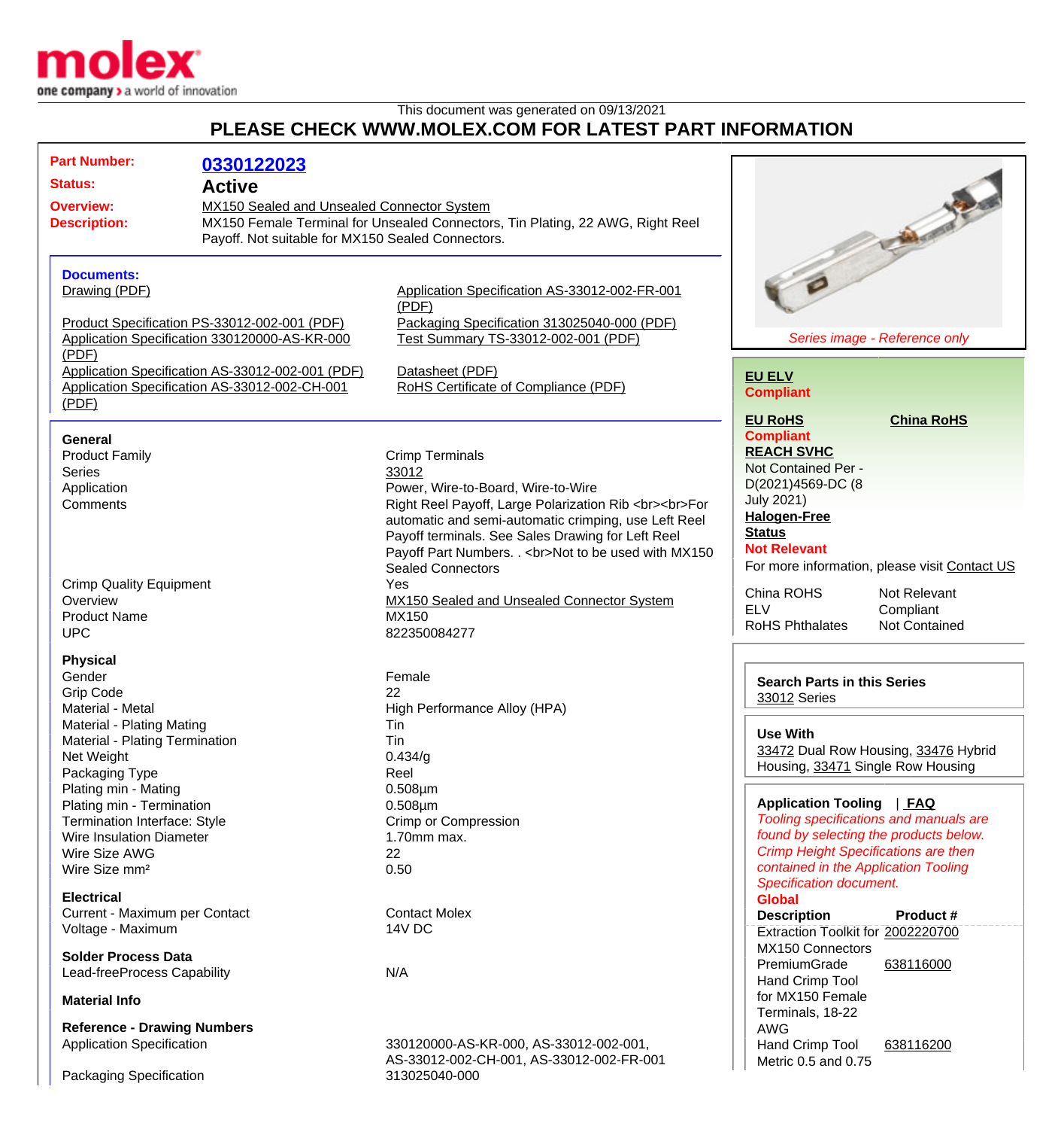This document was generated on 09/13/2021

# PLEASE CHECK WWW.MOLEX.COM FOR LATEST PART INFORMATION

**Part Number:** 0330122023

**Status:** Active

**Overview:** MX150 Sealed and Unsealed Connector System

**Description:** MX150 Female Terminal for Unsealed Connectors, Tin Plating, 22 AWG, Right Reel Payoff. Not suitable for MX150 Sealed Connectors.

### Documents:

- Drawing (PDF)
- Product Specification PS-33012-002-001 (PDF)
- Application Specification 330120000-AS-KR-000 (PDF)
- Application Specification AS-33012-002-001 (PDF)
- Application Specification AS-33012-002-CH-001 (PDF)
- Application Specification AS-33012-002-FR-001 (PDF)
- Packaging Specification 313025040-000 (PDF)
- Test Summary TS-33012-002-001 (PDF)
- Datasheet (PDF)
- RoHS Certificate of Compliance (PDF)

### General

| | |
|---|---|
| Product Family | Crimp Terminals |
| Series | 33012 |
| Application | Power, Wire-to-Board, Wire-to-Wire |
| Comments | Right Reel Payoff, Large Polarization Rib <br><br>For automatic and semi-automatic crimping, use Left Reel Payoff terminals. See Sales Drawing for Left Reel Payoff Part Numbers. . <br>Not to be used with MX150 Sealed Connectors |
| Crimp Quality Equipment | Yes |
| Overview | MX150 Sealed and Unsealed Connector System |
| Product Name | MX150 |
| UPC | 822350084277 |

### Physical

| | |
|---|---|
| Gender | Female |
| Grip Code | 22 |
| Material - Metal | High Performance Alloy (HPA) |
| Material - Plating Mating | Tin |
| Material - Plating Termination | Tin |
| Net Weight | 0.434/g |
| Packaging Type | Reel |
| Plating min - Mating | 0.508µm |
| Plating min - Termination | 0.508µm |
| Termination Interface: Style | Crimp or Compression |
| Wire Insulation Diameter | 1.70mm max. |
| Wire Size AWG | 22 |
| Wire Size mm² | 0.50 |

### Electrical

| | |
|---|---|
| Current - Maximum per Contact | Contact Molex |
| Voltage - Maximum | 14V DC |

### Solder Process Data

| | |
|---|---|
| Lead-freeProcess Capability | N/A |

### Material Info

### Reference - Drawing Numbers

| | |
|---|---|
| Application Specification | 330120000-AS-KR-000, AS-33012-002-001, AS-33012-002-CH-001, AS-33012-002-FR-001 |
| Packaging Specification | 313025040-000 |

*Series image - Reference only*

**EU ELV**
**Compliant**

**EU RoHS**
**Compliant**

**China RoHS**

**REACH SVHC**
Not Contained Per - D(2021)4569-DC (8 July 2021)

**Halogen-Free Status**
**Not Relevant**

For more information, please visit Contact US

| | |
|---|---|
| China ROHS | Not Relevant |
| ELV | Compliant |
| RoHS Phthalates | Not Contained |

**Search Parts in this Series**
33012 Series

**Use With**
33472 Dual Row Housing, 33476 Hybrid Housing, 33471 Single Row Housing

**Application Tooling** | **FAQ**

*Tooling specifications and manuals are found by selecting the products below. Crimp Height Specifications are then contained in the Application Tooling Specification document.*

**Global**

| Description | Product # |
|---|---|
| Extraction Toolkit for MX150 Connectors | 2002220700 |
| PremiumGrade Hand Crimp Tool for MX150 Female Terminals, 18-22 AWG | 638116000 |
| Hand Crimp Tool Metric 0.5 and 0.75 | 638116200 |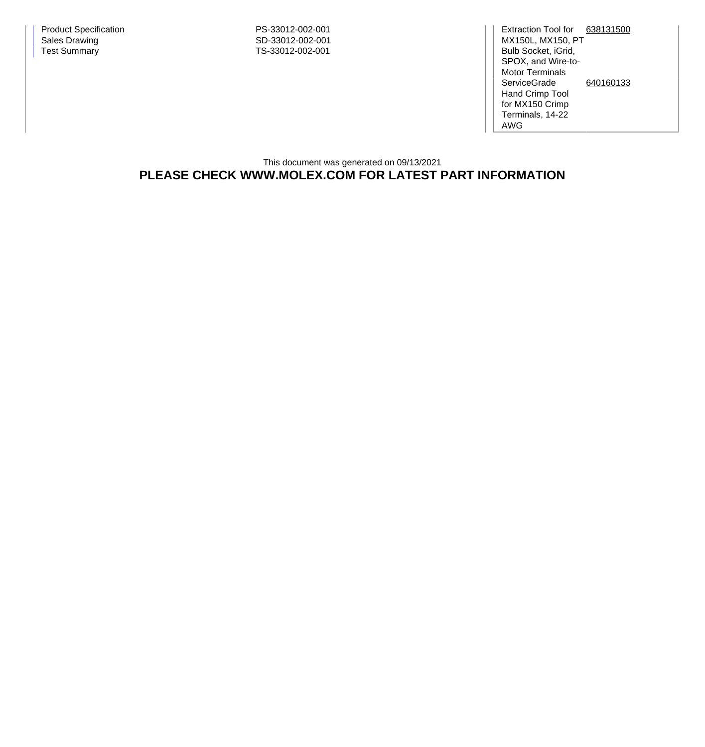| Document | Number |
| --- | --- |
| Product Specification | PS-33012-002-001 |
| Sales Drawing | SD-33012-002-001 |
| Test Summary | TS-33012-002-001 |

| Tool | Part Number |
| --- | --- |
| Extraction Tool for MX150L, MX150, PT Bulb Socket, iGrid, SPOX, and Wire-to-Motor Terminals | 638131500 |
| ServiceGrade Hand Crimp Tool for MX150 Crimp Terminals, 14-22 AWG | 640160133 |

This document was generated on 09/13/2021

**PLEASE CHECK WWW.MOLEX.COM FOR LATEST PART INFORMATION**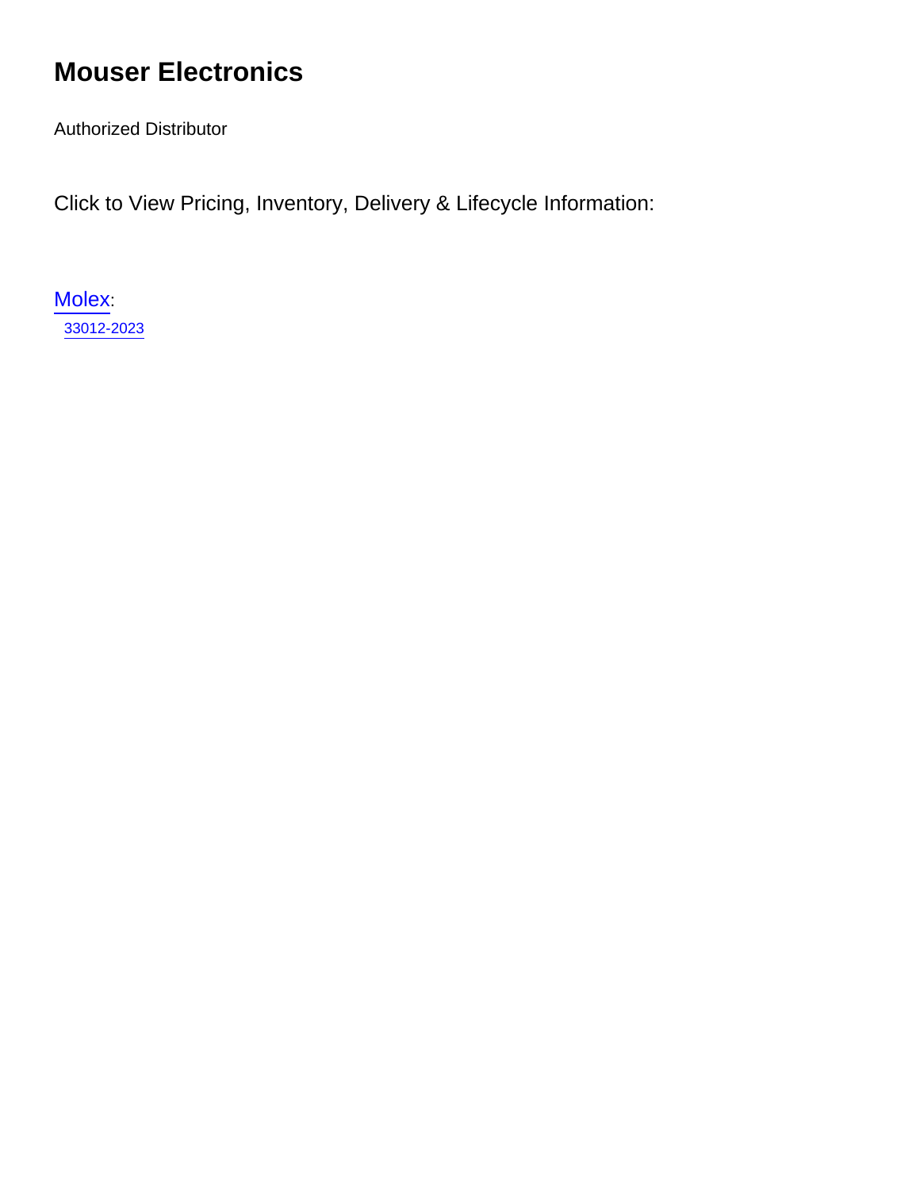# Mouser Electronics

Authorized Distributor

Click to View Pricing, Inventory, Delivery & Lifecycle Information:

Molex:

33012-2023